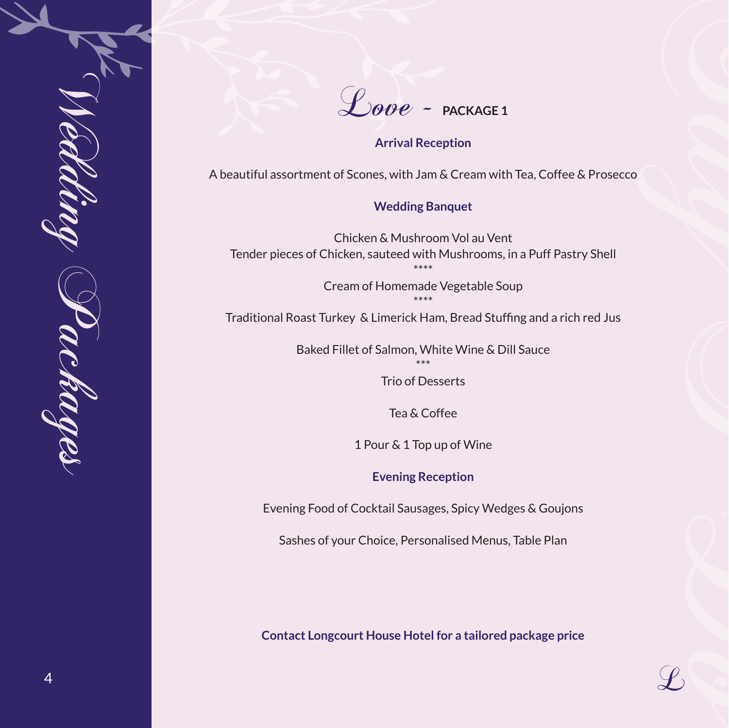*Wedding Packages*

# *Love* ~ PACKAGE 1

### Arrival Reception

A beautiful assortment of Scones, with Jam & Cream with Tea, Coffee & Prosecco

### Wedding Banquet

Chicken & Mushroom Vol au Vent
Tender pieces of Chicken, sauteed with Mushrooms, in a Puff Pastry Shell

****

Cream of Homemade Vegetable Soup

****

Traditional Roast Turkey & Limerick Ham, Bread Stuffing and a rich red Jus

Baked Fillet of Salmon, White Wine & Dill Sauce

***

Trio of Desserts

Tea & Coffee

1 Pour & 1 Top up of Wine

### Evening Reception

Evening Food of Cocktail Sausages, Spicy Wedges & Goujons

Sashes of your Choice, Personalised Menus, Table Plan

**Contact Longcourt House Hotel for a tailored package price**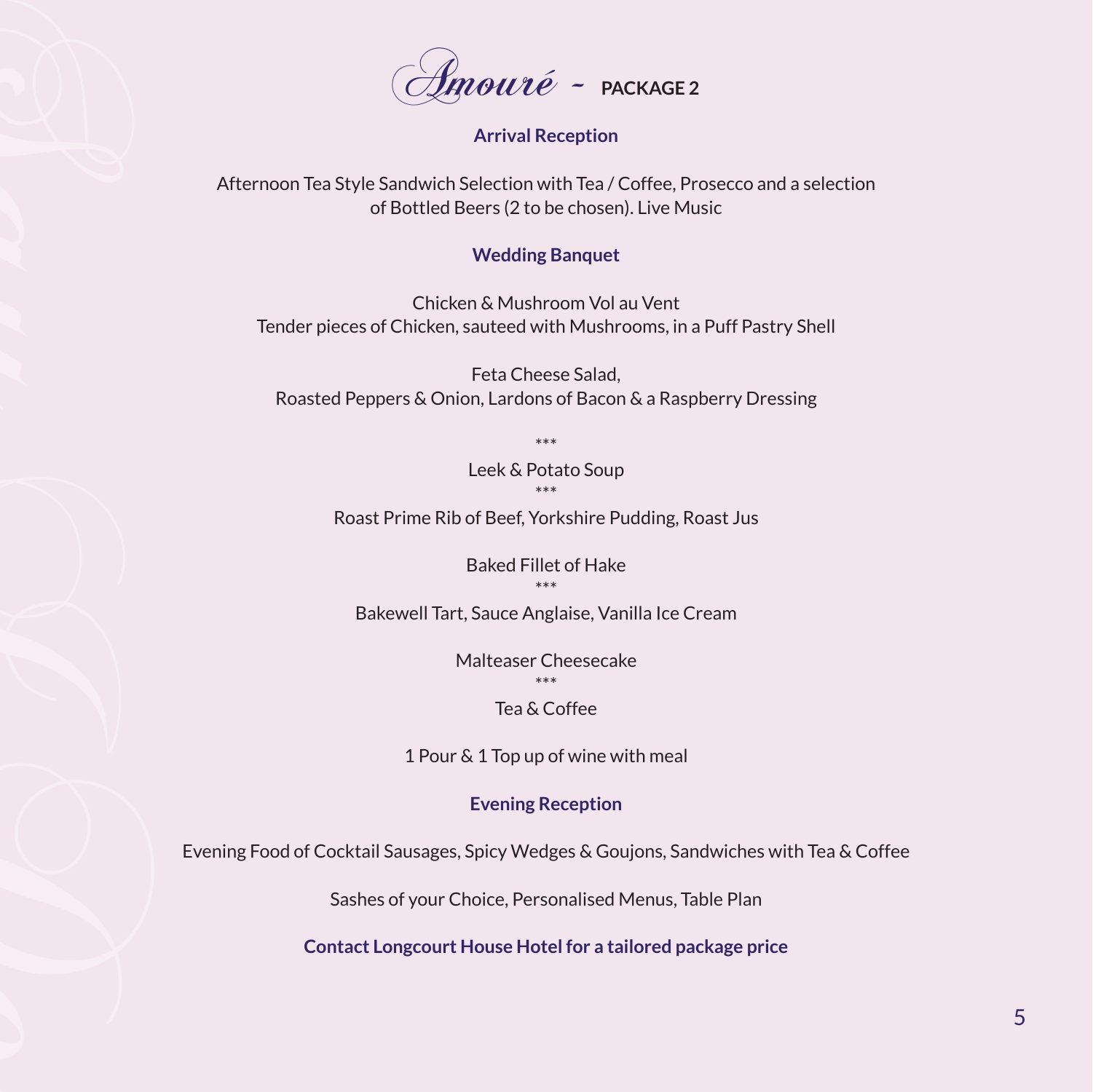# Amouré - PACKAGE 2

## Arrival Reception

Afternoon Tea Style Sandwich Selection with Tea / Coffee, Prosecco and a selection of Bottled Beers (2 to be chosen). Live Music

## Wedding Banquet

Chicken & Mushroom Vol au Vent
Tender pieces of Chicken, sauteed with Mushrooms, in a Puff Pastry Shell

Feta Cheese Salad,
Roasted Peppers & Onion, Lardons of Bacon & a Raspberry Dressing

***

Leek & Potato Soup

***

Roast Prime Rib of Beef, Yorkshire Pudding, Roast Jus

Baked Fillet of Hake

***

Bakewell Tart, Sauce Anglaise, Vanilla Ice Cream

Malteaser Cheesecake

***

Tea & Coffee

1 Pour & 1 Top up of wine with meal

## Evening Reception

Evening Food of Cocktail Sausages, Spicy Wedges & Goujons, Sandwiches with Tea & Coffee

Sashes of your Choice, Personalised Menus, Table Plan

**Contact Longcourt House Hotel for a tailored package price**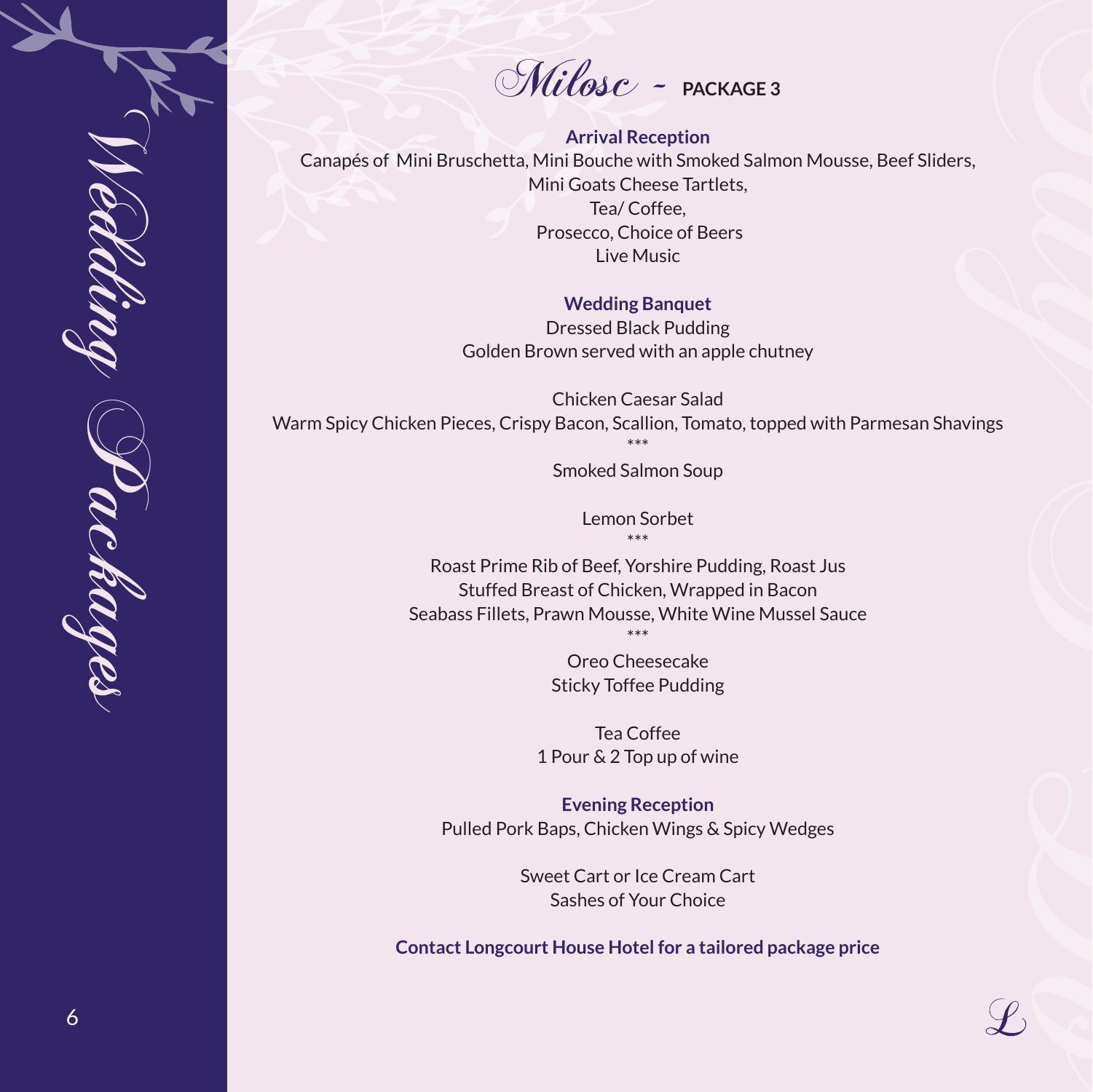# Milosc – PACKAGE 3

### Arrival Reception

Canapés of Mini Bruschetta, Mini Bouche with Smoked Salmon Mousse, Beef Sliders, Mini Goats Cheese Tartlets,
Tea/ Coffee,
Prosecco, Choice of Beers
Live Music

### Wedding Banquet

Dressed Black Pudding
Golden Brown served with an apple chutney

Chicken Caesar Salad
Warm Spicy Chicken Pieces, Crispy Bacon, Scallion, Tomato, topped with Parmesan Shavings

***

Smoked Salmon Soup

Lemon Sorbet

***

Roast Prime Rib of Beef, Yorshire Pudding, Roast Jus
Stuffed Breast of Chicken, Wrapped in Bacon
Seabass Fillets, Prawn Mousse, White Wine Mussel Sauce

***

Oreo Cheesecake
Sticky Toffee Pudding

Tea Coffee
1 Pour & 2 Top up of wine

### Evening Reception

Pulled Pork Baps, Chicken Wings & Spicy Wedges

Sweet Cart or Ice Cream Cart
Sashes of Your Choice

**Contact Longcourt House Hotel for a tailored package price**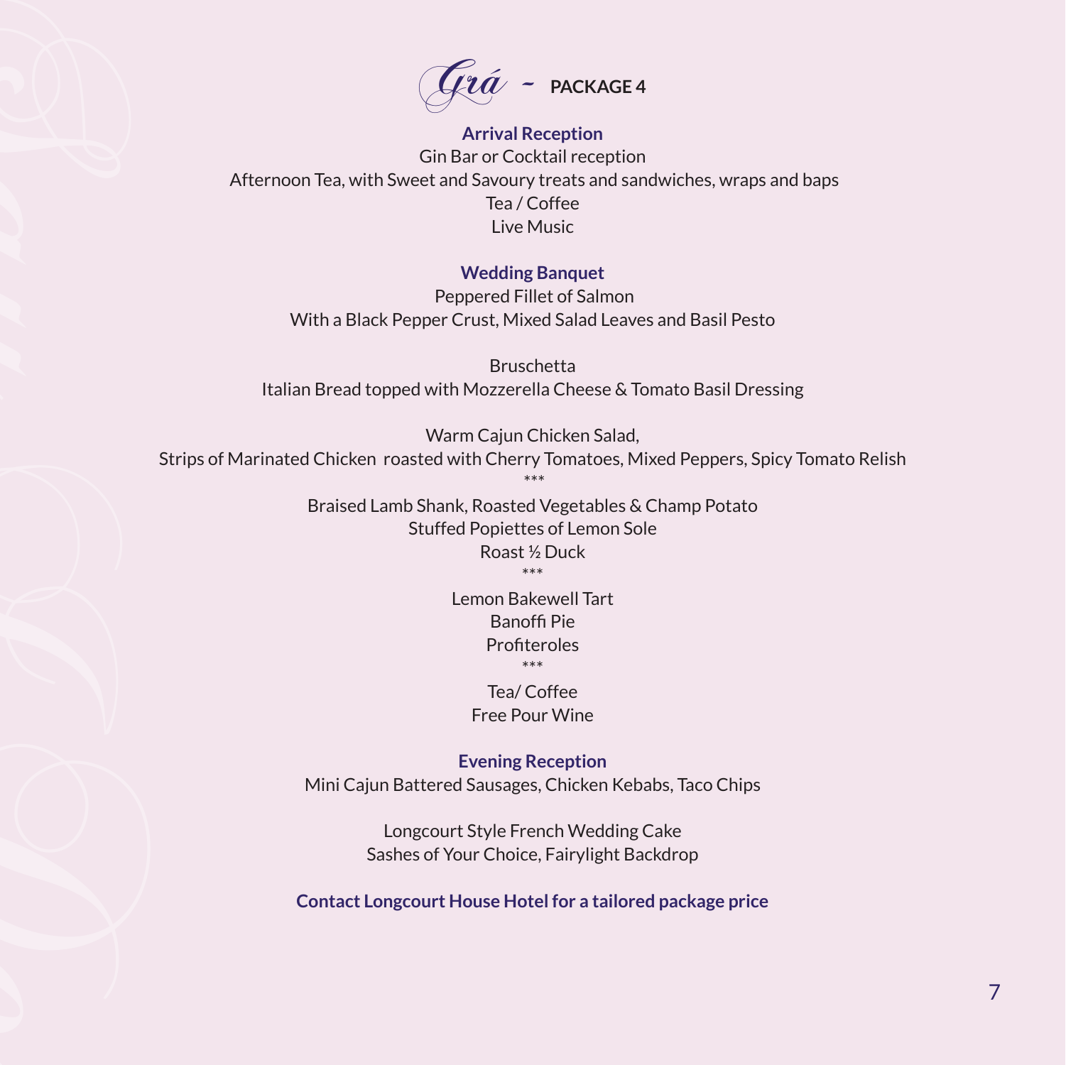# *Grá* – PACKAGE 4

**Arrival Reception**

Gin Bar or Cocktail reception

Afternoon Tea, with Sweet and Savoury treats and sandwiches, wraps and baps

Tea / Coffee

Live Music

**Wedding Banquet**

Peppered Fillet of Salmon

With a Black Pepper Crust, Mixed Salad Leaves and Basil Pesto

Bruschetta

Italian Bread topped with Mozzerella Cheese & Tomato Basil Dressing

Warm Cajun Chicken Salad,

Strips of Marinated Chicken roasted with Cherry Tomatoes, Mixed Peppers, Spicy Tomato Relish

***

Braised Lamb Shank, Roasted Vegetables & Champ Potato

Stuffed Popiettes of Lemon Sole

Roast ½ Duck

***

Lemon Bakewell Tart

Banoffi Pie

Profiteroles

***

Tea/ Coffee

Free Pour Wine

**Evening Reception**

Mini Cajun Battered Sausages, Chicken Kebabs, Taco Chips

Longcourt Style French Wedding Cake

Sashes of Your Choice, Fairylight Backdrop

**Contact Longcourt House Hotel for a tailored package price**